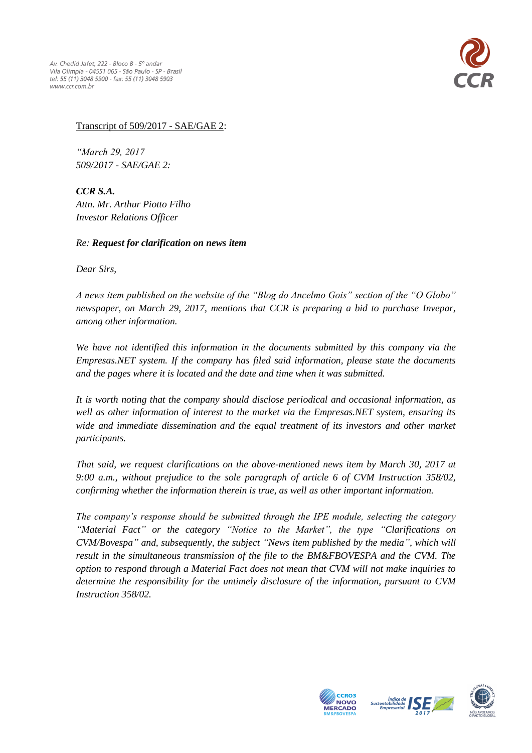Av. Chedid Jafet, 222 - Bloco B - 5º andar
Vila Olímpia - 04551 065 - São Paulo - SP - Brasil
tel: 55 (11) 3048 5900 - fax: 55 (11) 3048 5903
www.ccr.com.br

Transcript of 509/2017 - SAE/GAE 2:

*"March 29, 2017*
*509/2017 - SAE/GAE 2:*

***CCR S.A.***
*Attn. Mr. Arthur Piotto Filho*
*Investor Relations Officer*

*Re:* ***Request for clarification on news item***

*Dear Sirs,*

*A news item published on the website of the "Blog do Ancelmo Gois" section of the "O Globo" newspaper, on March 29, 2017, mentions that CCR is preparing a bid to purchase Invepar, among other information.*

*We have not identified this information in the documents submitted by this company via the Empresas.NET system. If the company has filed said information, please state the documents and the pages where it is located and the date and time when it was submitted.*

*It is worth noting that the company should disclose periodical and occasional information, as well as other information of interest to the market via the Empresas.NET system, ensuring its wide and immediate dissemination and the equal treatment of its investors and other market participants.*

*That said, we request clarifications on the above-mentioned news item by March 30, 2017 at 9:00 a.m., without prejudice to the sole paragraph of article 6 of CVM Instruction 358/02, confirming whether the information therein is true, as well as other important information.*

*The company's response should be submitted through the IPE module, selecting the category "Material Fact" or the category "Notice to the Market", the type "Clarifications on CVM/Bovespa" and, subsequently, the subject "News item published by the media", which will result in the simultaneous transmission of the file to the BM&FBOVESPA and the CVM. The option to respond through a Material Fact does not mean that CVM will not make inquiries to determine the responsibility for the untimely disclosure of the information, pursuant to CVM Instruction 358/02.*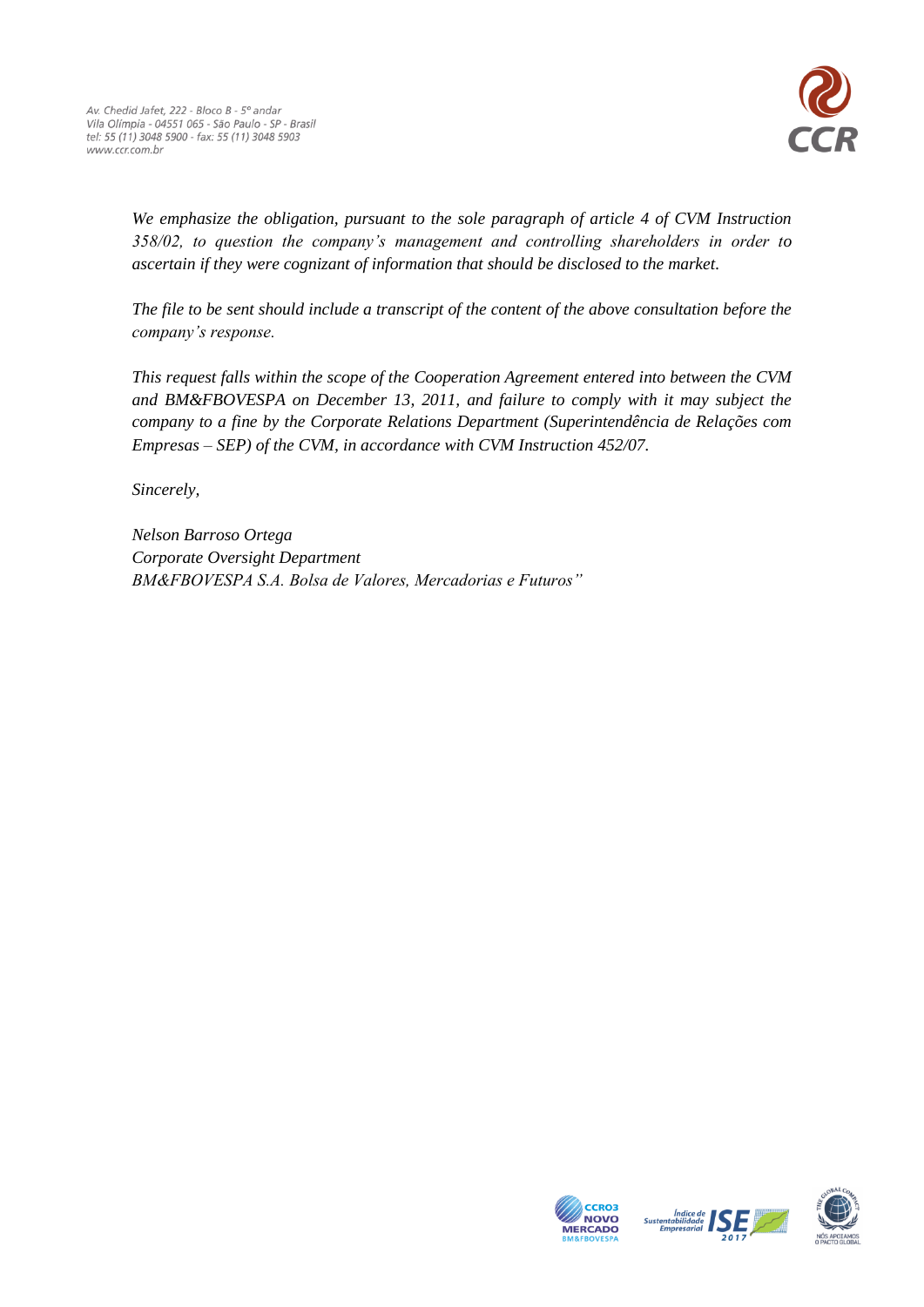*We emphasize the obligation, pursuant to the sole paragraph of article 4 of CVM Instruction 358/02, to question the company's management and controlling shareholders in order to ascertain if they were cognizant of information that should be disclosed to the market.*

*The file to be sent should include a transcript of the content of the above consultation before the company's response.*

*This request falls within the scope of the Cooperation Agreement entered into between the CVM and BM&FBOVESPA on December 13, 2011, and failure to comply with it may subject the company to a fine by the Corporate Relations Department (Superintendência de Relações com Empresas – SEP) of the CVM, in accordance with CVM Instruction 452/07.*

*Sincerely,*

*Nelson Barroso Ortega*
*Corporate Oversight Department*
*BM&FBOVESPA S.A. Bolsa de Valores, Mercadorias e Futuros"*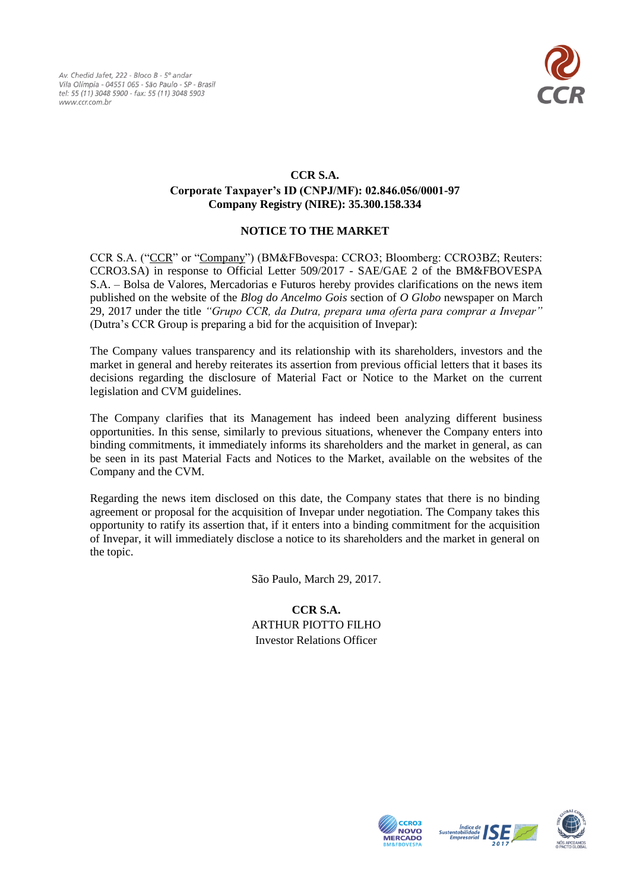Av. Chedid Jafet, 222 - Bloco B - 5º andar
Vila Olímpia - 04551 065 - São Paulo - SP - Brasil
tel: 55 (11) 3048 5900 - fax: 55 (11) 3048 5903
www.ccr.com.br

**CCR S.A.**
**Corporate Taxpayer's ID (CNPJ/MF): 02.846.056/0001-97**
**Company Registry (NIRE): 35.300.158.334**

## NOTICE TO THE MARKET

CCR S.A. ("CCR" or "Company") (BM&FBovespa: CCRO3; Bloomberg: CCRO3BZ; Reuters: CCRO3.SA) in response to Official Letter 509/2017 - SAE/GAE 2 of the BM&FBOVESPA S.A. – Bolsa de Valores, Mercadorias e Futuros hereby provides clarifications on the news item published on the website of the *Blog do Ancelmo Gois* section of *O Globo* newspaper on March 29, 2017 under the title *"Grupo CCR, da Dutra, prepara uma oferta para comprar a Invepar"* (Dutra's CCR Group is preparing a bid for the acquisition of Invepar):

The Company values transparency and its relationship with its shareholders, investors and the market in general and hereby reiterates its assertion from previous official letters that it bases its decisions regarding the disclosure of Material Fact or Notice to the Market on the current legislation and CVM guidelines.

The Company clarifies that its Management has indeed been analyzing different business opportunities. In this sense, similarly to previous situations, whenever the Company enters into binding commitments, it immediately informs its shareholders and the market in general, as can be seen in its past Material Facts and Notices to the Market, available on the websites of the Company and the CVM.

Regarding the news item disclosed on this date, the Company states that there is no binding agreement or proposal for the acquisition of Invepar under negotiation. The Company takes this opportunity to ratify its assertion that, if it enters into a binding commitment for the acquisition of Invepar, it will immediately disclose a notice to its shareholders and the market in general on the topic.

São Paulo, March 29, 2017.

**CCR S.A.**
ARTHUR PIOTTO FILHO
Investor Relations Officer